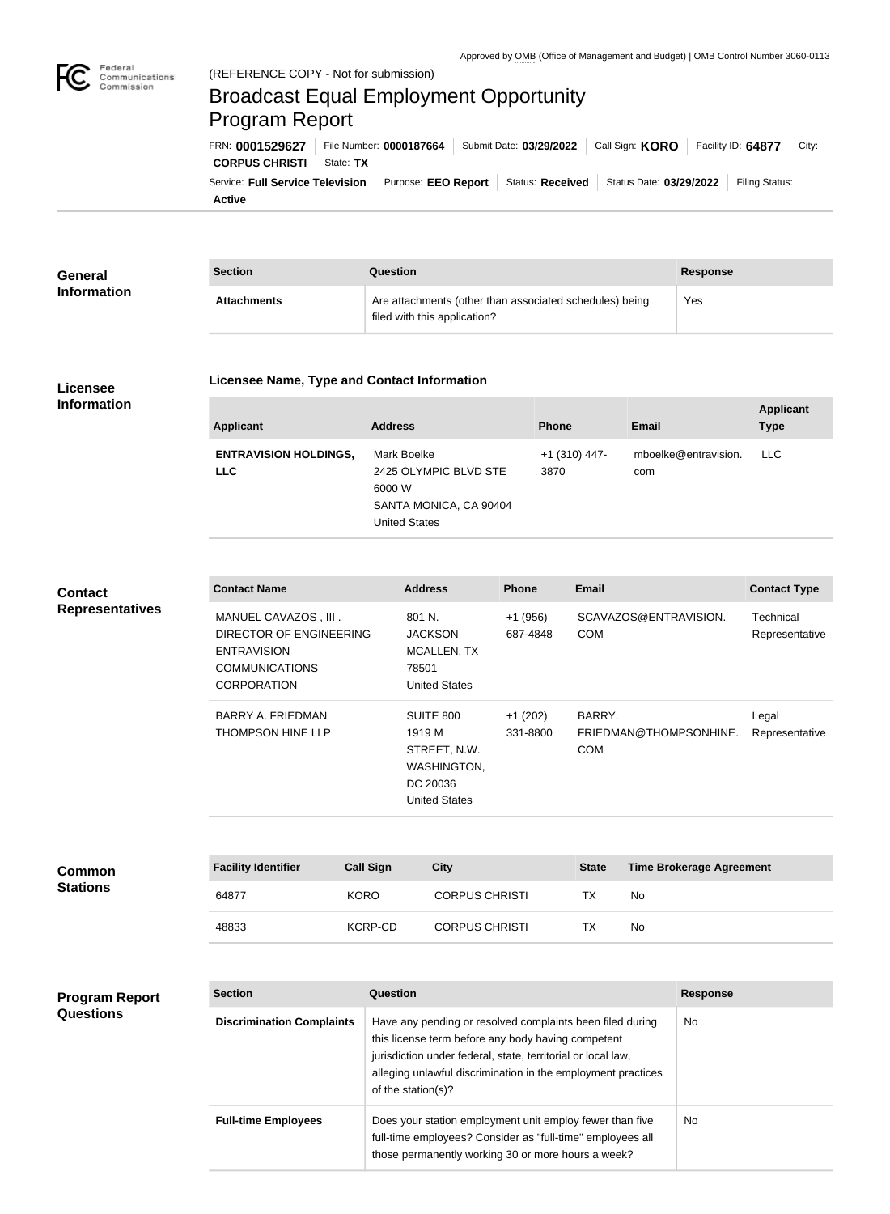Approved by OMB (Office of Management and Budget) | OMB Control Number 3060-0113

(REFERENCE COPY - Not for submission)

# Broadcast Equal Employment Opportunity Program Report

FRN: **0001529627** | File Number: **0000187664** | Submit Date: **03/29/2022** | Call Sign: **KORO** | Facility ID: **64877** | City: **CORPUS CHRISTI** | State: **TX**

Service: **Full Service Television** | Purpose: **EEO Report** | Status: **Received** | Status Date: **03/29/2022** | Filing Status: **Active**

## General Information

| Section | Question | Response |
|---|---|---|
| **Attachments** | Are attachments (other than associated schedules) being filed with this application? | Yes |

## Licensee Information

### Licensee Name, Type and Contact Information

| Applicant | Address | Phone | Email | Applicant Type |
|---|---|---|---|---|
| **ENTRAVISION HOLDINGS, LLC** | Mark Boelke<br>2425 OLYMPIC BLVD STE 6000 W<br>SANTA MONICA, CA 90404<br>United States | +1 (310) 447-3870 | mboelke@entravision.com | LLC |

## Contact Representatives

| Contact Name | Address | Phone | Email | Contact Type |
|---|---|---|---|---|
| MANUEL CAVAZOS , III .<br>DIRECTOR OF ENGINEERING<br>ENTRAVISION COMMUNICATIONS CORPORATION | 801 N. JACKSON<br>MCALLEN, TX 78501<br>United States | +1 (956) 687-4848 | SCAVAZOS@ENTRAVISION.COM | Technical Representative |
| BARRY A. FRIEDMAN<br>THOMPSON HINE LLP | SUITE 800<br>1919 M STREET, N.W.<br>WASHINGTON, DC 20036<br>United States | +1 (202) 331-8800 | BARRY.FRIEDMAN@THOMPSONHINE.COM | Legal Representative |

## Common Stations

| Facility Identifier | Call Sign | City | State | Time Brokerage Agreement |
|---|---|---|---|---|
| 64877 | KORO | CORPUS CHRISTI | TX | No |
| 48833 | KCRP-CD | CORPUS CHRISTI | TX | No |

## Program Report Questions

| Section | Question | Response |
|---|---|---|
| **Discrimination Complaints** | Have any pending or resolved complaints been filed during this license term before any body having competent jurisdiction under federal, state, territorial or local law, alleging unlawful discrimination in the employment practices of the station(s)? | No |
| **Full-time Employees** | Does your station employment unit employ fewer than five full-time employees? Consider as "full-time" employees all those permanently working 30 or more hours a week? | No |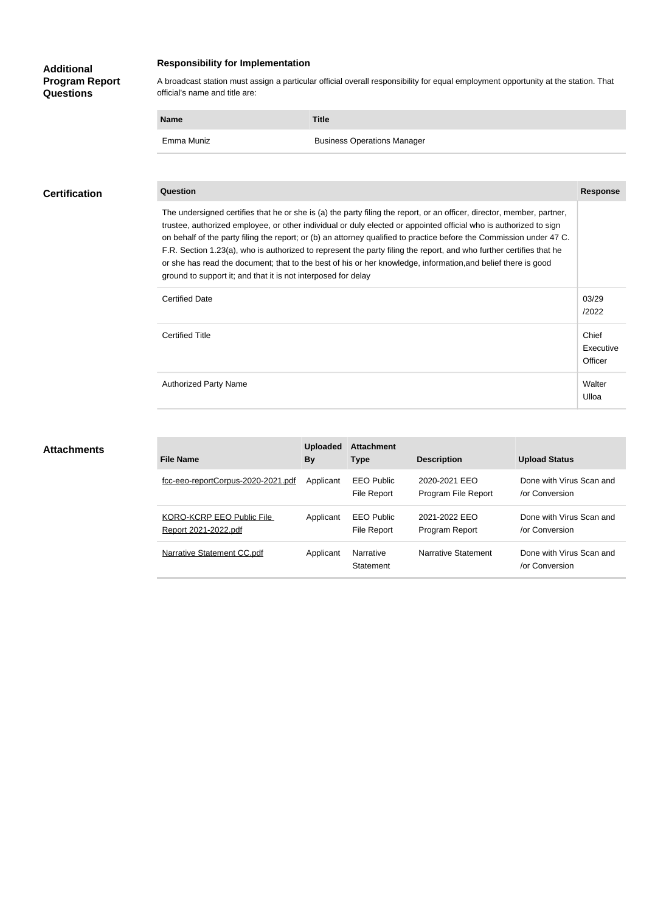## Additional Program Report Questions

**Responsibility for Implementation**

A broadcast station must assign a particular official overall responsibility for equal employment opportunity at the station. That official's name and title are:

| Name | Title |
| --- | --- |
| Emma Muniz | Business Operations Manager |

## Certification

| Question | Response |
| --- | --- |
| The undersigned certifies that he or she is (a) the party filing the report, or an officer, director, member, partner, trustee, authorized employee, or other individual or duly elected or appointed official who is authorized to sign on behalf of the party filing the report; or (b) an attorney qualified to practice before the Commission under 47 C.F.R. Section 1.23(a), who is authorized to represent the party filing the report, and who further certifies that he or she has read the document; that to the best of his or her knowledge, information,and belief there is good ground to support it; and that it is not interposed for delay | |
| Certified Date | 03/29/2022 |
| Certified Title | Chief Executive Officer |
| Authorized Party Name | Walter Ulloa |

## Attachments

| File Name | Uploaded By | Attachment Type | Description | Upload Status |
| --- | --- | --- | --- | --- |
| fcc-eeo-reportCorpus-2020-2021.pdf | Applicant | EEO Public File Report | 2020-2021 EEO Program File Report | Done with Virus Scan and /or Conversion |
| KORO-KCRP EEO Public File Report 2021-2022.pdf | Applicant | EEO Public File Report | 2021-2022 EEO Program Report | Done with Virus Scan and /or Conversion |
| Narrative Statement CC.pdf | Applicant | Narrative Statement | Narrative Statement | Done with Virus Scan and /or Conversion |